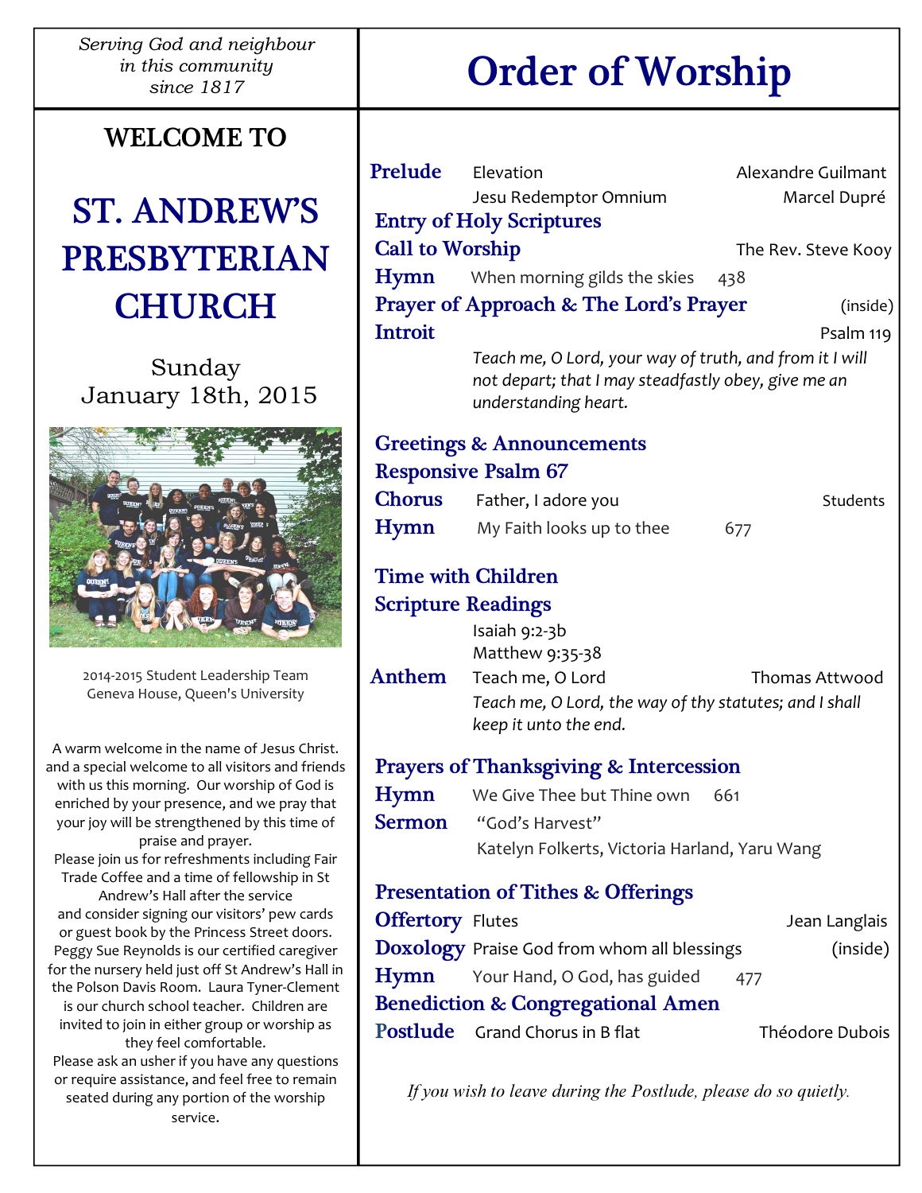*Serving God and neighbour in this community since 1817*

# WELCOME TO

# ST. ANDREW'S PRESBYTERIAN CHURCH

Sunday
January 18th, 2015

2014-2015 Student Leadership Team
Geneva House, Queen's University

A warm welcome in the name of Jesus Christ. and a special welcome to all visitors and friends with us this morning. Our worship of God is enriched by your presence, and we pray that your joy will be strengthened by this time of praise and prayer.
Please join us for refreshments including Fair Trade Coffee and a time of fellowship in St Andrew's Hall after the service and consider signing our visitors' pew cards or guest book by the Princess Street doors. Peggy Sue Reynolds is our certified caregiver for the nursery held just off St Andrew's Hall in the Polson Davis Room. Laura Tyner-Clement is our church school teacher. Children are invited to join in either group or worship as they feel comfortable.
Please ask an usher if you have any questions or require assistance, and feel free to remain seated during any portion of the worship service.

# Order of Worship

**Prelude** Elevation — Alexandre Guilmant
Jesu Redemptor Omnium — Marcel Dupré

**Entry of Holy Scriptures**

**Call to Worship** — The Rev. Steve Kooy

**Hymn** When morning gilds the skies 438

**Prayer of Approach & The Lord's Prayer** (inside)

**Introit** — Psalm 119

*Teach me, O Lord, your way of truth, and from it I will not depart; that I may steadfastly obey, give me an understanding heart.*

**Greetings & Announcements**

**Responsive Psalm 67**

**Chorus** Father, I adore you — Students

**Hymn** My Faith looks up to thee 677

**Time with Children**

**Scripture Readings**
Isaiah 9:2-3b
Matthew 9:35-38

**Anthem** Teach me, O Lord — Thomas Attwood

*Teach me, O Lord, the way of thy statutes; and I shall keep it unto the end.*

**Prayers of Thanksgiving & Intercession**

**Hymn** We Give Thee but Thine own 661

**Sermon** "God's Harvest"
Katelyn Folkerts, Victoria Harland, Yaru Wang

**Presentation of Tithes & Offerings**

**Offertory** Flutes — Jean Langlais

**Doxology** Praise God from whom all blessings (inside)

**Hymn** Your Hand, O God, has guided 477

**Benediction & Congregational Amen**

**Postlude** Grand Chorus in B flat — Théodore Dubois

*If you wish to leave during the Postlude, please do so quietly.*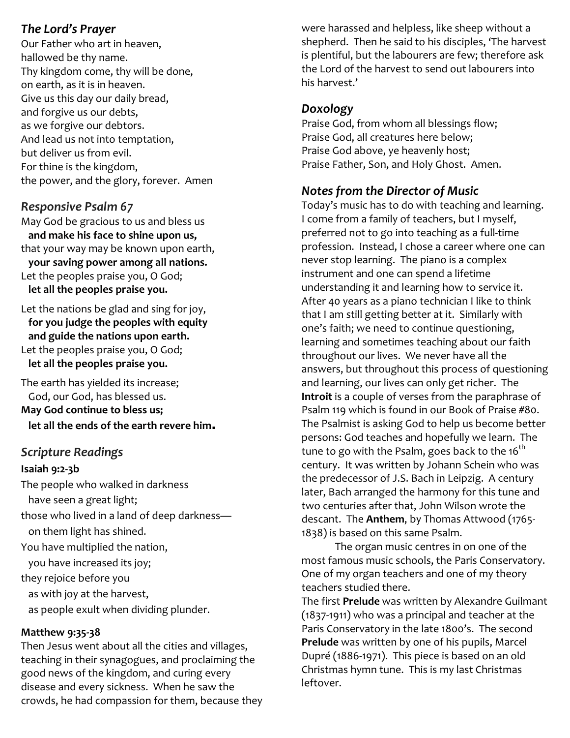### *The Lord's Prayer*

Our Father who art in heaven,
hallowed be thy name.
Thy kingdom come, thy will be done,
on earth, as it is in heaven.
Give us this day our daily bread,
and forgive us our debts,
as we forgive our debtors.
And lead us not into temptation,
but deliver us from evil.
For thine is the kingdom,
the power, and the glory, forever. Amen

### *Responsive Psalm 67*

May God be gracious to us and bless us
**and make his face to shine upon us,**
that your way may be known upon earth,
**your saving power among all nations.**
Let the peoples praise you, O God;
**let all the peoples praise you.**

Let the nations be glad and sing for joy,
**for you judge the peoples with equity**
**and guide the nations upon earth.**
Let the peoples praise you, O God;
**let all the peoples praise you.**

The earth has yielded its increase;
God, our God, has blessed us.
**May God continue to bless us;**
**let all the ends of the earth revere him.**

### *Scripture Readings*

**Isaiah 9:2-3b**

The people who walked in darkness
have seen a great light;
those who lived in a land of deep darkness—
on them light has shined.
You have multiplied the nation,
you have increased its joy;
they rejoice before you
as with joy at the harvest,
as people exult when dividing plunder.

**Matthew 9:35-38**

Then Jesus went about all the cities and villages, teaching in their synagogues, and proclaiming the good news of the kingdom, and curing every disease and every sickness. When he saw the crowds, he had compassion for them, because they were harassed and helpless, like sheep without a shepherd. Then he said to his disciples, 'The harvest is plentiful, but the labourers are few; therefore ask the Lord of the harvest to send out labourers into his harvest.'

### *Doxology*

Praise God, from whom all blessings flow;
Praise God, all creatures here below;
Praise God above, ye heavenly host;
Praise Father, Son, and Holy Ghost. Amen.

### *Notes from the Director of Music*

Today's music has to do with teaching and learning. I come from a family of teachers, but I myself, preferred not to go into teaching as a full-time profession. Instead, I chose a career where one can never stop learning. The piano is a complex instrument and one can spend a lifetime understanding it and learning how to service it. After 40 years as a piano technician I like to think that I am still getting better at it. Similarly with one's faith; we need to continue questioning, learning and sometimes teaching about our faith throughout our lives. We never have all the answers, but throughout this process of questioning and learning, our lives can only get richer. The **Introit** is a couple of verses from the paraphrase of Psalm 119 which is found in our Book of Praise #80. The Psalmist is asking God to help us become better persons: God teaches and hopefully we learn. The tune to go with the Psalm, goes back to the 16th century. It was written by Johann Schein who was the predecessor of J.S. Bach in Leipzig. A century later, Bach arranged the harmony for this tune and two centuries after that, John Wilson wrote the descant. The **Anthem**, by Thomas Attwood (1765-1838) is based on this same Psalm.

The organ music centres in on one of the most famous music schools, the Paris Conservatory. One of my organ teachers and one of my theory teachers studied there.

The first **Prelude** was written by Alexandre Guilmant (1837-1911) who was a principal and teacher at the Paris Conservatory in the late 1800's. The second **Prelude** was written by one of his pupils, Marcel Dupré (1886-1971). This piece is based on an old Christmas hymn tune. This is my last Christmas leftover.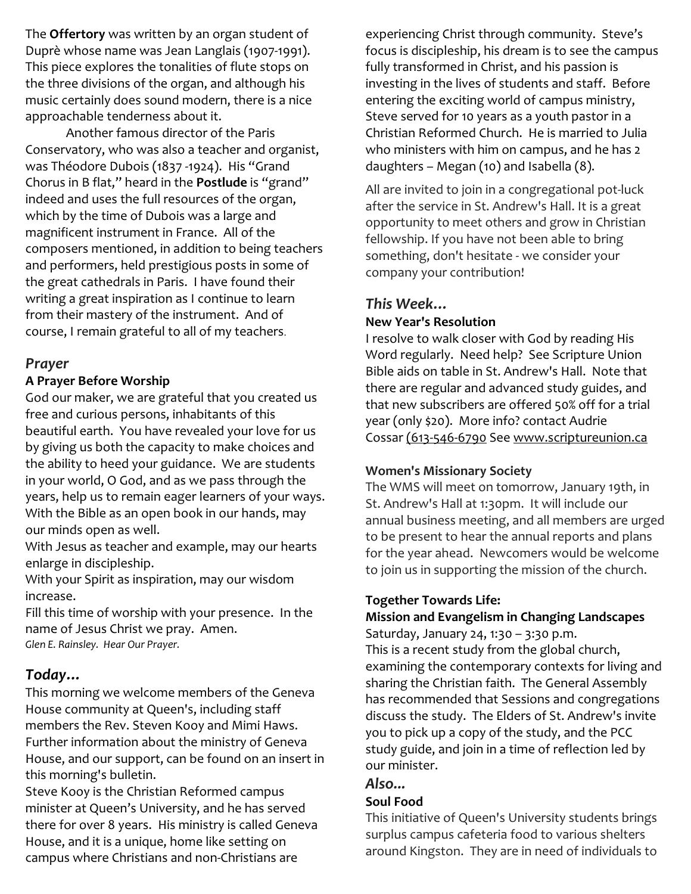The **Offertory** was written by an organ student of Duprè whose name was Jean Langlais (1907-1991). This piece explores the tonalities of flute stops on the three divisions of the organ, and although his music certainly does sound modern, there is a nice approachable tenderness about it.

Another famous director of the Paris Conservatory, who was also a teacher and organist, was Théodore Dubois (1837 -1924). His "Grand Chorus in B flat," heard in the **Postlude** is "grand" indeed and uses the full resources of the organ, which by the time of Dubois was a large and magnificent instrument in France. All of the composers mentioned, in addition to being teachers and performers, held prestigious posts in some of the great cathedrals in Paris. I have found their writing a great inspiration as I continue to learn from their mastery of the instrument. And of course, I remain grateful to all of my teachers.

## *Prayer*

### A Prayer Before Worship

God our maker, we are grateful that you created us free and curious persons, inhabitants of this beautiful earth. You have revealed your love for us by giving us both the capacity to make choices and the ability to heed your guidance. We are students in your world, O God, and as we pass through the years, help us to remain eager learners of your ways. With the Bible as an open book in our hands, may our minds open as well.

With Jesus as teacher and example, may our hearts enlarge in discipleship.

With your Spirit as inspiration, may our wisdom increase.

Fill this time of worship with your presence. In the name of Jesus Christ we pray. Amen.

*Glen E. Rainsley. Hear Our Prayer.*

## *Today…*

This morning we welcome members of the Geneva House community at Queen's, including staff members the Rev. Steven Kooy and Mimi Haws. Further information about the ministry of Geneva House, and our support, can be found on an insert in this morning's bulletin.

Steve Kooy is the Christian Reformed campus minister at Queen's University, and he has served there for over 8 years. His ministry is called Geneva House, and it is a unique, home like setting on campus where Christians and non-Christians are experiencing Christ through community. Steve's focus is discipleship, his dream is to see the campus fully transformed in Christ, and his passion is investing in the lives of students and staff. Before entering the exciting world of campus ministry, Steve served for 10 years as a youth pastor in a Christian Reformed Church. He is married to Julia who ministers with him on campus, and he has 2 daughters – Megan (10) and Isabella (8).

All are invited to join in a congregational pot-luck after the service in St. Andrew's Hall. It is a great opportunity to meet others and grow in Christian fellowship. If you have not been able to bring something, don't hesitate - we consider your company your contribution!

## *This Week…*

### New Year's Resolution

I resolve to walk closer with God by reading His Word regularly. Need help? See Scripture Union Bible aids on table in St. Andrew's Hall. Note that there are regular and advanced study guides, and that new subscribers are offered 50% off for a trial year (only $20). More info? contact Audrie Cossar (613-546-6790 See www.scriptureunion.ca

### Women's Missionary Society

The WMS will meet on tomorrow, January 19th, in St. Andrew's Hall at 1:30pm. It will include our annual business meeting, and all members are urged to be present to hear the annual reports and plans for the year ahead. Newcomers would be welcome to join us in supporting the mission of the church.

### Together Towards Life: Mission and Evangelism in Changing Landscapes

Saturday, January 24, 1:30 – 3:30 p.m.

This is a recent study from the global church, examining the contemporary contexts for living and sharing the Christian faith. The General Assembly has recommended that Sessions and congregations discuss the study. The Elders of St. Andrew's invite you to pick up a copy of the study, and the PCC study guide, and join in a time of reflection led by our minister.

## *Also...*

### Soul Food

This initiative of Queen's University students brings surplus campus cafeteria food to various shelters around Kingston. They are in need of individuals to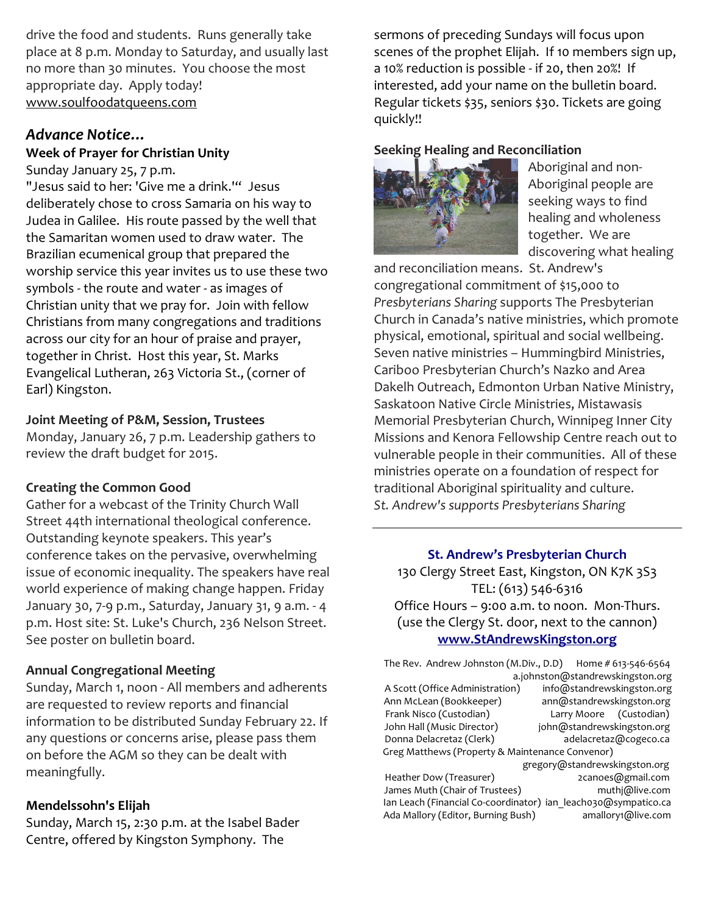drive the food and students. Runs generally take place at 8 p.m. Monday to Saturday, and usually last no more than 30 minutes. You choose the most appropriate day. Apply today!
www.soulfoodatqueens.com

## *Advance Notice…*

**Week of Prayer for Christian Unity**

Sunday January 25, 7 p.m.

"Jesus said to her: 'Give me a drink.'" Jesus deliberately chose to cross Samaria on his way to Judea in Galilee. His route passed by the well that the Samaritan women used to draw water. The Brazilian ecumenical group that prepared the worship service this year invites us to use these two symbols - the route and water - as images of Christian unity that we pray for. Join with fellow Christians from many congregations and traditions across our city for an hour of praise and prayer, together in Christ. Host this year, St. Marks Evangelical Lutheran, 263 Victoria St., (corner of Earl) Kingston.

**Joint Meeting of P&M, Session, Trustees**

Monday, January 26, 7 p.m. Leadership gathers to review the draft budget for 2015.

**Creating the Common Good**

Gather for a webcast of the Trinity Church Wall Street 44th international theological conference. Outstanding keynote speakers. This year's conference takes on the pervasive, overwhelming issue of economic inequality. The speakers have real world experience of making change happen. Friday January 30, 7-9 p.m., Saturday, January 31, 9 a.m. - 4 p.m. Host site: St. Luke's Church, 236 Nelson Street. See poster on bulletin board.

**Annual Congregational Meeting**

Sunday, March 1, noon - All members and adherents are requested to review reports and financial information to be distributed Sunday February 22. If any questions or concerns arise, please pass them on before the AGM so they can be dealt with meaningfully.

**Mendelssohn's Elijah**

Sunday, March 15, 2:30 p.m. at the Isabel Bader Centre, offered by Kingston Symphony. The sermons of preceding Sundays will focus upon scenes of the prophet Elijah. If 10 members sign up, a 10% reduction is possible - if 20, then 20%! If interested, add your name on the bulletin board. Regular tickets $35, seniors $30. Tickets are going quickly!!

**Seeking Healing and Reconciliation**

Aboriginal and non-Aboriginal people are seeking ways to find healing and wholeness together. We are discovering what healing and reconciliation means. St. Andrew's congregational commitment of $15,000 to *Presbyterians Sharing* supports The Presbyterian Church in Canada's native ministries, which promote physical, emotional, spiritual and social wellbeing. Seven native ministries – Hummingbird Ministries, Cariboo Presbyterian Church's Nazko and Area Dakelh Outreach, Edmonton Urban Native Ministry, Saskatoon Native Circle Ministries, Mistawasis Memorial Presbyterian Church, Winnipeg Inner City Missions and Kenora Fellowship Centre reach out to vulnerable people in their communities. All of these ministries operate on a foundation of respect for traditional Aboriginal spirituality and culture.
*St. Andrew's supports Presbyterians Sharing*

---

**St. Andrew's Presbyterian Church**

130 Clergy Street East, Kingston, ON K7K 3S3
TEL: (613) 546-6316
Office Hours – 9:00 a.m. to noon. Mon-Thurs.
(use the Clergy St. door, next to the cannon)
**www.StAndrewsKingston.org**

The Rev. Andrew Johnston (M.Div., D.D) Home # 613-546-6564
a.johnston@standrewskingston.org
A Scott (Office Administration) info@standrewskingston.org
Ann McLean (Bookkeeper) ann@standrewskingston.org
Frank Nisco (Custodian) Larry Moore (Custodian)
John Hall (Music Director) john@standrewskingston.org
Donna Delacretaz (Clerk) adelacretaz@cogeco.ca
Greg Matthews (Property & Maintenance Convenor)
gregory@standrewskingston.org
Heather Dow (Treasurer) 2canoes@gmail.com
James Muth (Chair of Trustees) muthj@live.com
Ian Leach (Financial Co-coordinator) ian_leach030@sympatico.ca
Ada Mallory (Editor, Burning Bush) amallory1@live.com